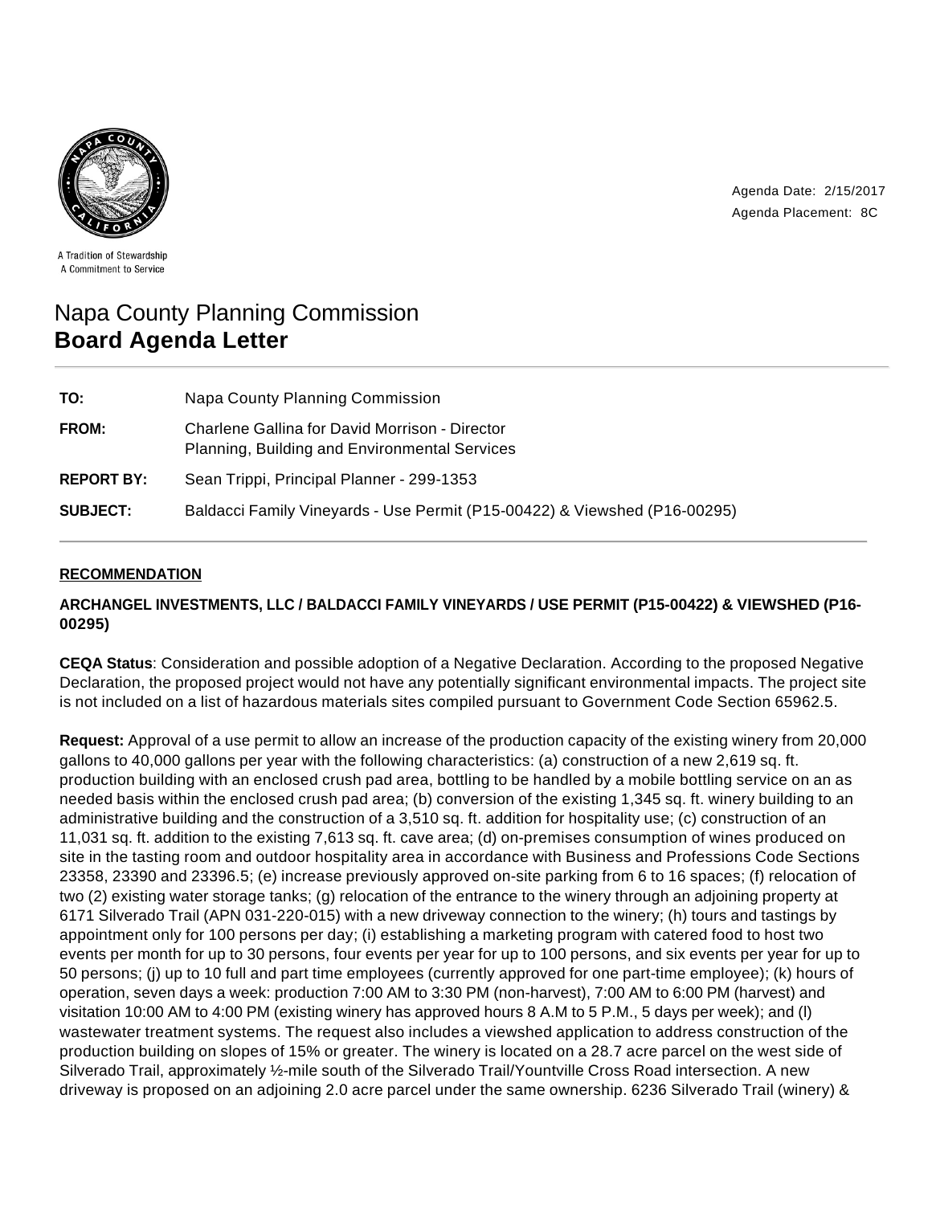A Tradition of Stewardship
A Commitment to Service

Agenda Date: 2/15/2017
Agenda Placement: 8C

# Napa County Planning Commission
# **Board Agenda Letter**

| | |
|---|---|
| **TO:** | Napa County Planning Commission |
| **FROM:** | Charlene Gallina for David Morrison - Director<br>Planning, Building and Environmental Services |
| **REPORT BY:** | Sean Trippi, Principal Planner - 299-1353 |
| **SUBJECT:** | Baldacci Family Vineyards - Use Permit (P15-00422) & Viewshed (P16-00295) |

## RECOMMENDATION

**ARCHANGEL INVESTMENTS, LLC / BALDACCI FAMILY VINEYARDS / USE PERMIT (P15-00422) & VIEWSHED (P16-00295)**

**CEQA Status**: Consideration and possible adoption of a Negative Declaration. According to the proposed Negative Declaration, the proposed project would not have any potentially significant environmental impacts. The project site is not included on a list of hazardous materials sites compiled pursuant to Government Code Section 65962.5.

**Request:** Approval of a use permit to allow an increase of the production capacity of the existing winery from 20,000 gallons to 40,000 gallons per year with the following characteristics: (a) construction of a new 2,619 sq. ft. production building with an enclosed crush pad area, bottling to be handled by a mobile bottling service on an as needed basis within the enclosed crush pad area; (b) conversion of the existing 1,345 sq. ft. winery building to an administrative building and the construction of a 3,510 sq. ft. addition for hospitality use; (c) construction of an 11,031 sq. ft. addition to the existing 7,613 sq. ft. cave area; (d) on-premises consumption of wines produced on site in the tasting room and outdoor hospitality area in accordance with Business and Professions Code Sections 23358, 23390 and 23396.5; (e) increase previously approved on-site parking from 6 to 16 spaces; (f) relocation of two (2) existing water storage tanks; (g) relocation of the entrance to the winery through an adjoining property at 6171 Silverado Trail (APN 031-220-015) with a new driveway connection to the winery; (h) tours and tastings by appointment only for 100 persons per day; (i) establishing a marketing program with catered food to host two events per month for up to 30 persons, four events per year for up to 100 persons, and six events per year for up to 50 persons; (j) up to 10 full and part time employees (currently approved for one part-time employee); (k) hours of operation, seven days a week: production 7:00 AM to 3:30 PM (non-harvest), 7:00 AM to 6:00 PM (harvest) and visitation 10:00 AM to 4:00 PM (existing winery has approved hours 8 A.M to 5 P.M., 5 days per week); and (l) wastewater treatment systems. The request also includes a viewshed application to address construction of the production building on slopes of 15% or greater. The winery is located on a 28.7 acre parcel on the west side of Silverado Trail, approximately ½-mile south of the Silverado Trail/Yountville Cross Road intersection. A new driveway is proposed on an adjoining 2.0 acre parcel under the same ownership. 6236 Silverado Trail (winery) &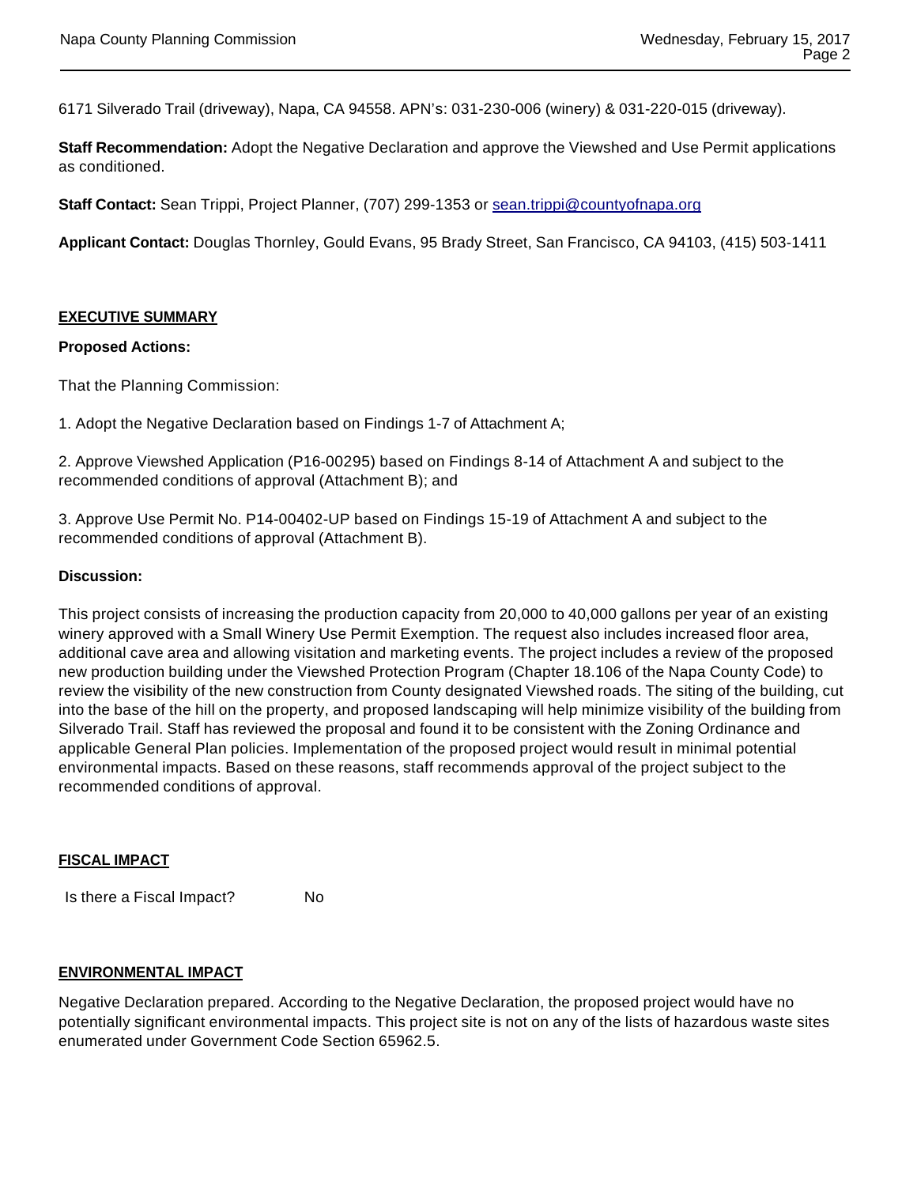6171 Silverado Trail (driveway), Napa, CA 94558. APN's: 031-230-006 (winery) & 031-220-015 (driveway).

**Staff Recommendation:** Adopt the Negative Declaration and approve the Viewshed and Use Permit applications as conditioned.

**Staff Contact:** Sean Trippi, Project Planner, (707) 299-1353 or sean.trippi@countyofnapa.org

**Applicant Contact:** Douglas Thornley, Gould Evans, 95 Brady Street, San Francisco, CA 94103, (415) 503-1411

## EXECUTIVE SUMMARY

**Proposed Actions:**

That the Planning Commission:

1. Adopt the Negative Declaration based on Findings 1-7 of Attachment A;

2. Approve Viewshed Application (P16-00295) based on Findings 8-14 of Attachment A and subject to the recommended conditions of approval (Attachment B); and

3. Approve Use Permit No. P14-00402-UP based on Findings 15-19 of Attachment A and subject to the recommended conditions of approval (Attachment B).

**Discussion:**

This project consists of increasing the production capacity from 20,000 to 40,000 gallons per year of an existing winery approved with a Small Winery Use Permit Exemption. The request also includes increased floor area, additional cave area and allowing visitation and marketing events. The project includes a review of the proposed new production building under the Viewshed Protection Program (Chapter 18.106 of the Napa County Code) to review the visibility of the new construction from County designated Viewshed roads. The siting of the building, cut into the base of the hill on the property, and proposed landscaping will help minimize visibility of the building from Silverado Trail. Staff has reviewed the proposal and found it to be consistent with the Zoning Ordinance and applicable General Plan policies. Implementation of the proposed project would result in minimal potential environmental impacts. Based on these reasons, staff recommends approval of the project subject to the recommended conditions of approval.

## FISCAL IMPACT

Is there a Fiscal Impact? No

## ENVIRONMENTAL IMPACT

Negative Declaration prepared. According to the Negative Declaration, the proposed project would have no potentially significant environmental impacts. This project site is not on any of the lists of hazardous waste sites enumerated under Government Code Section 65962.5.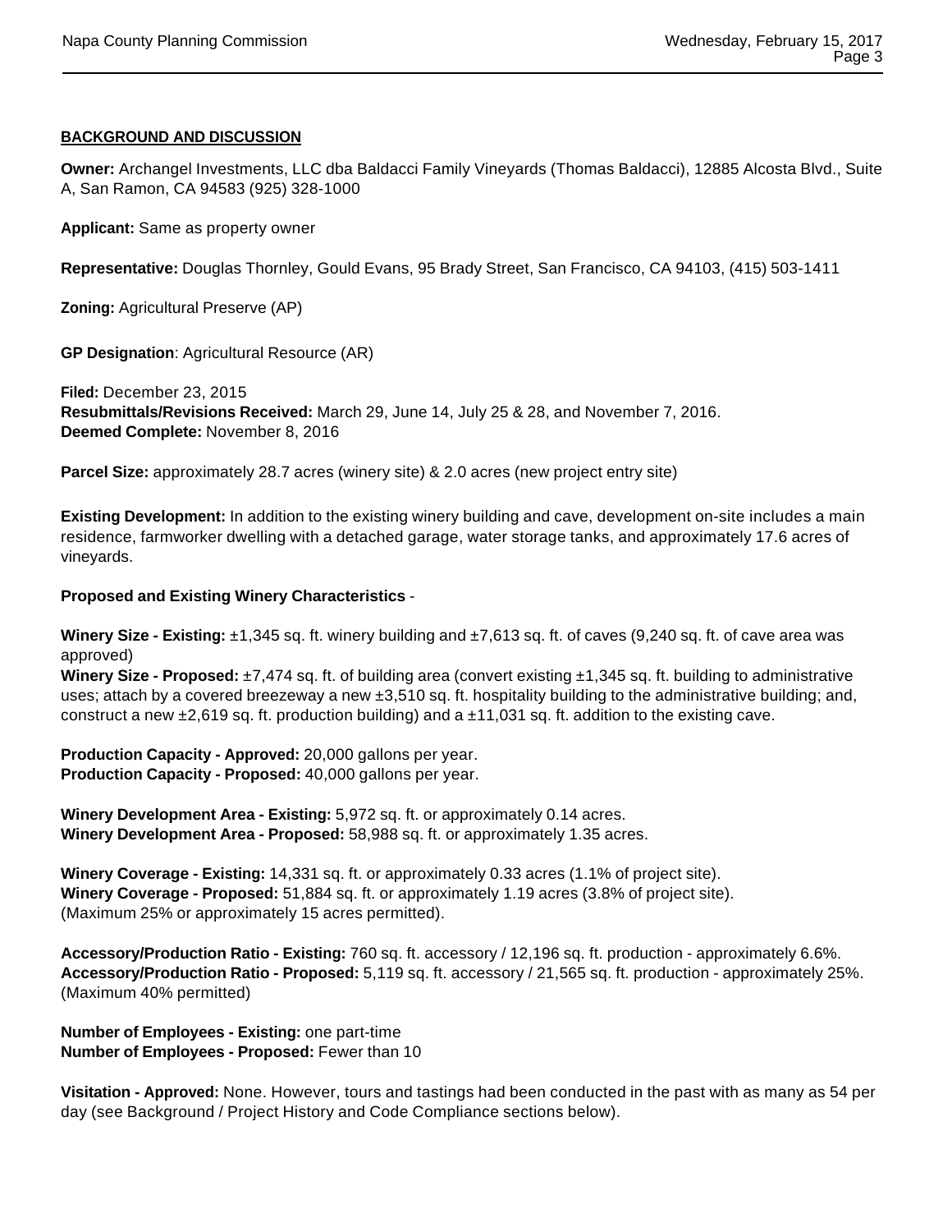**BACKGROUND AND DISCUSSION**

**Owner:** Archangel Investments, LLC dba Baldacci Family Vineyards (Thomas Baldacci), 12885 Alcosta Blvd., Suite A, San Ramon, CA 94583 (925) 328-1000

**Applicant:** Same as property owner

**Representative:** Douglas Thornley, Gould Evans, 95 Brady Street, San Francisco, CA 94103, (415) 503-1411

**Zoning:** Agricultural Preserve (AP)

**GP Designation**: Agricultural Resource (AR)

**Filed:** December 23, 2015
**Resubmittals/Revisions Received:** March 29, June 14, July 25 & 28, and November 7, 2016.
**Deemed Complete:** November 8, 2016

**Parcel Size:** approximately 28.7 acres (winery site) & 2.0 acres (new project entry site)

**Existing Development:** In addition to the existing winery building and cave, development on-site includes a main residence, farmworker dwelling with a detached garage, water storage tanks, and approximately 17.6 acres of vineyards.

**Proposed and Existing Winery Characteristics** -

**Winery Size - Existing:** ±1,345 sq. ft. winery building and ±7,613 sq. ft. of caves (9,240 sq. ft. of cave area was approved)
**Winery Size - Proposed:** ±7,474 sq. ft. of building area (convert existing ±1,345 sq. ft. building to administrative uses; attach by a covered breezeway a new ±3,510 sq. ft. hospitality building to the administrative building; and, construct a new ±2,619 sq. ft. production building) and a ±11,031 sq. ft. addition to the existing cave.

**Production Capacity - Approved:** 20,000 gallons per year.
**Production Capacity - Proposed:** 40,000 gallons per year.

**Winery Development Area - Existing:** 5,972 sq. ft. or approximately 0.14 acres.
**Winery Development Area - Proposed:** 58,988 sq. ft. or approximately 1.35 acres.

**Winery Coverage - Existing:** 14,331 sq. ft. or approximately 0.33 acres (1.1% of project site).
**Winery Coverage - Proposed:** 51,884 sq. ft. or approximately 1.19 acres (3.8% of project site).
(Maximum 25% or approximately 15 acres permitted).

**Accessory/Production Ratio - Existing:** 760 sq. ft. accessory / 12,196 sq. ft. production - approximately 6.6%.
**Accessory/Production Ratio - Proposed:** 5,119 sq. ft. accessory / 21,565 sq. ft. production - approximately 25%.
(Maximum 40% permitted)

**Number of Employees - Existing:** one part-time
**Number of Employees - Proposed:** Fewer than 10

**Visitation - Approved:** None. However, tours and tastings had been conducted in the past with as many as 54 per day (see Background / Project History and Code Compliance sections below).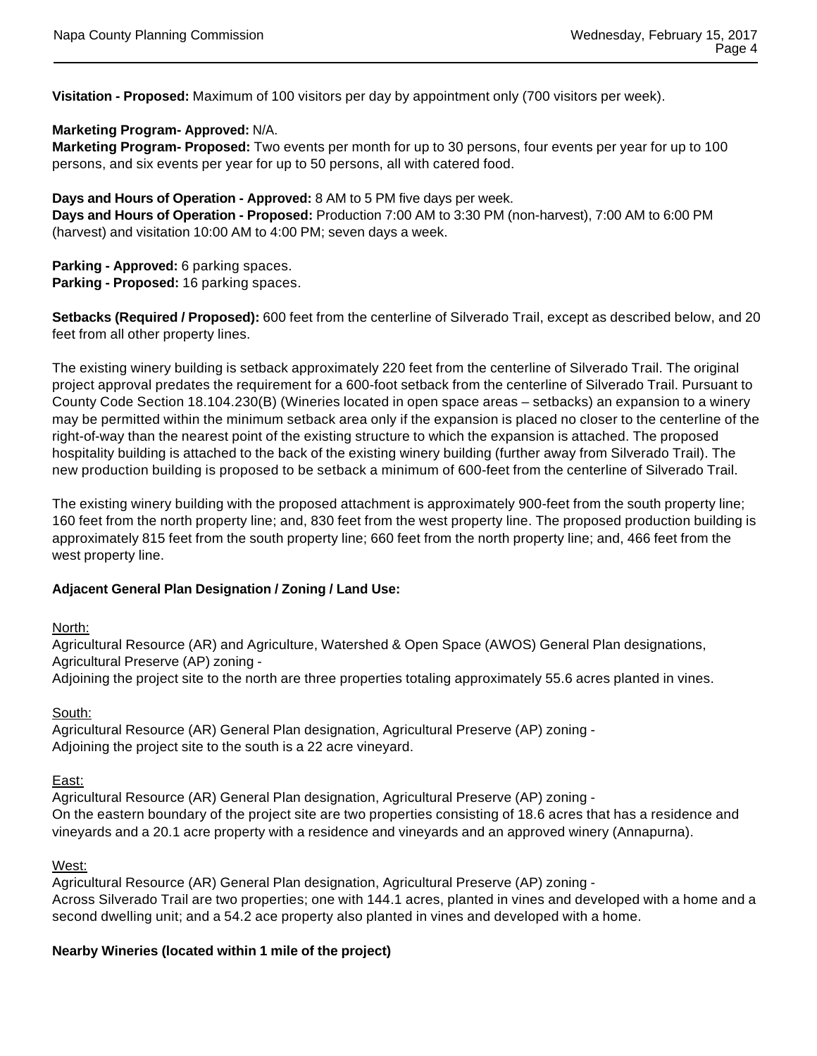**Visitation - Proposed:** Maximum of 100 visitors per day by appointment only (700 visitors per week).

**Marketing Program- Approved:** N/A.
**Marketing Program- Proposed:** Two events per month for up to 30 persons, four events per year for up to 100 persons, and six events per year for up to 50 persons, all with catered food.

**Days and Hours of Operation - Approved:** 8 AM to 5 PM five days per week.
**Days and Hours of Operation - Proposed:** Production 7:00 AM to 3:30 PM (non-harvest), 7:00 AM to 6:00 PM (harvest) and visitation 10:00 AM to 4:00 PM; seven days a week.

**Parking - Approved:** 6 parking spaces.
**Parking - Proposed:** 16 parking spaces.

**Setbacks (Required / Proposed):** 600 feet from the centerline of Silverado Trail, except as described below, and 20 feet from all other property lines.

The existing winery building is setback approximately 220 feet from the centerline of Silverado Trail. The original project approval predates the requirement for a 600-foot setback from the centerline of Silverado Trail. Pursuant to County Code Section 18.104.230(B) (Wineries located in open space areas – setbacks) an expansion to a winery may be permitted within the minimum setback area only if the expansion is placed no closer to the centerline of the right-of-way than the nearest point of the existing structure to which the expansion is attached. The proposed hospitality building is attached to the back of the existing winery building (further away from Silverado Trail). The new production building is proposed to be setback a minimum of 600-feet from the centerline of Silverado Trail.

The existing winery building with the proposed attachment is approximately 900-feet from the south property line; 160 feet from the north property line; and, 830 feet from the west property line. The proposed production building is approximately 815 feet from the south property line; 660 feet from the north property line; and, 466 feet from the west property line.

**Adjacent General Plan Designation / Zoning / Land Use:**

North:
Agricultural Resource (AR) and Agriculture, Watershed & Open Space (AWOS) General Plan designations, Agricultural Preserve (AP) zoning -
Adjoining the project site to the north are three properties totaling approximately 55.6 acres planted in vines.

South:
Agricultural Resource (AR) General Plan designation, Agricultural Preserve (AP) zoning -
Adjoining the project site to the south is a 22 acre vineyard.

East:
Agricultural Resource (AR) General Plan designation, Agricultural Preserve (AP) zoning -
On the eastern boundary of the project site are two properties consisting of 18.6 acres that has a residence and vineyards and a 20.1 acre property with a residence and vineyards and an approved winery (Annapurna).

West:
Agricultural Resource (AR) General Plan designation, Agricultural Preserve (AP) zoning -
Across Silverado Trail are two properties; one with 144.1 acres, planted in vines and developed with a home and a second dwelling unit; and a 54.2 ace property also planted in vines and developed with a home.

**Nearby Wineries (located within 1 mile of the project)**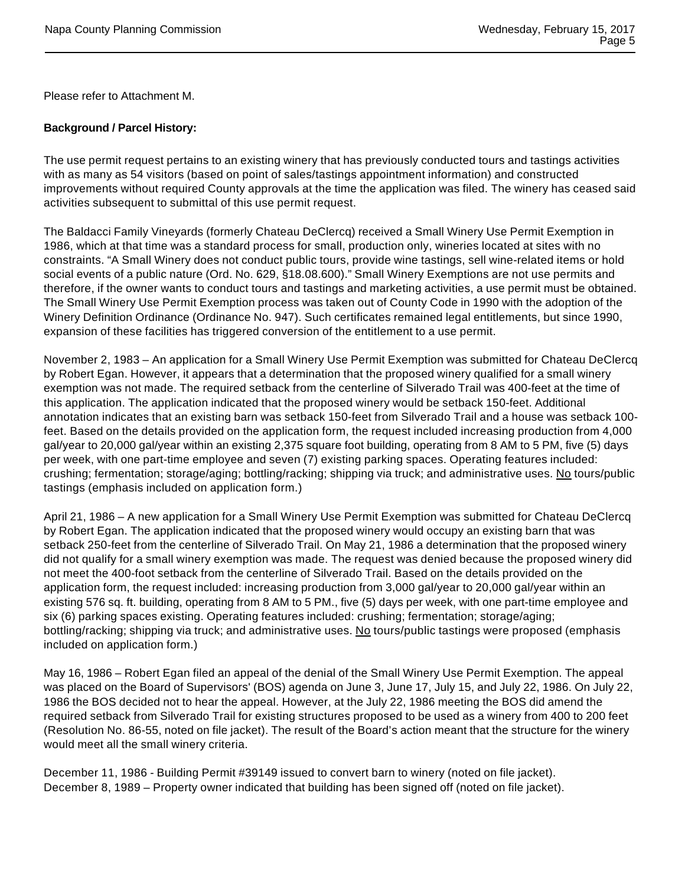Please refer to Attachment M.

**Background / Parcel History:**

The use permit request pertains to an existing winery that has previously conducted tours and tastings activities with as many as 54 visitors (based on point of sales/tastings appointment information) and constructed improvements without required County approvals at the time the application was filed. The winery has ceased said activities subsequent to submittal of this use permit request.

The Baldacci Family Vineyards (formerly Chateau DeClercq) received a Small Winery Use Permit Exemption in 1986, which at that time was a standard process for small, production only, wineries located at sites with no constraints. "A Small Winery does not conduct public tours, provide wine tastings, sell wine-related items or hold social events of a public nature (Ord. No. 629, §18.08.600)." Small Winery Exemptions are not use permits and therefore, if the owner wants to conduct tours and tastings and marketing activities, a use permit must be obtained. The Small Winery Use Permit Exemption process was taken out of County Code in 1990 with the adoption of the Winery Definition Ordinance (Ordinance No. 947). Such certificates remained legal entitlements, but since 1990, expansion of these facilities has triggered conversion of the entitlement to a use permit.

November 2, 1983 – An application for a Small Winery Use Permit Exemption was submitted for Chateau DeClercq by Robert Egan. However, it appears that a determination that the proposed winery qualified for a small winery exemption was not made. The required setback from the centerline of Silverado Trail was 400-feet at the time of this application. The application indicated that the proposed winery would be setback 150-feet. Additional annotation indicates that an existing barn was setback 150-feet from Silverado Trail and a house was setback 100-feet. Based on the details provided on the application form, the request included increasing production from 4,000 gal/year to 20,000 gal/year within an existing 2,375 square foot building, operating from 8 AM to 5 PM, five (5) days per week, with one part-time employee and seven (7) existing parking spaces. Operating features included: crushing; fermentation; storage/aging; bottling/racking; shipping via truck; and administrative uses. <u>No</u> tours/public tastings (emphasis included on application form.)

April 21, 1986 – A new application for a Small Winery Use Permit Exemption was submitted for Chateau DeClercq by Robert Egan. The application indicated that the proposed winery would occupy an existing barn that was setback 250-feet from the centerline of Silverado Trail. On May 21, 1986 a determination that the proposed winery did not qualify for a small winery exemption was made. The request was denied because the proposed winery did not meet the 400-foot setback from the centerline of Silverado Trail. Based on the details provided on the application form, the request included: increasing production from 3,000 gal/year to 20,000 gal/year within an existing 576 sq. ft. building, operating from 8 AM to 5 PM., five (5) days per week, with one part-time employee and six (6) parking spaces existing. Operating features included: crushing; fermentation; storage/aging; bottling/racking; shipping via truck; and administrative uses. <u>No</u> tours/public tastings were proposed (emphasis included on application form.)

May 16, 1986 – Robert Egan filed an appeal of the denial of the Small Winery Use Permit Exemption. The appeal was placed on the Board of Supervisors' (BOS) agenda on June 3, June 17, July 15, and July 22, 1986. On July 22, 1986 the BOS decided not to hear the appeal. However, at the July 22, 1986 meeting the BOS did amend the required setback from Silverado Trail for existing structures proposed to be used as a winery from 400 to 200 feet (Resolution No. 86-55, noted on file jacket). The result of the Board's action meant that the structure for the winery would meet all the small winery criteria.

December 11, 1986 - Building Permit #39149 issued to convert barn to winery (noted on file jacket).
December 8, 1989 – Property owner indicated that building has been signed off (noted on file jacket).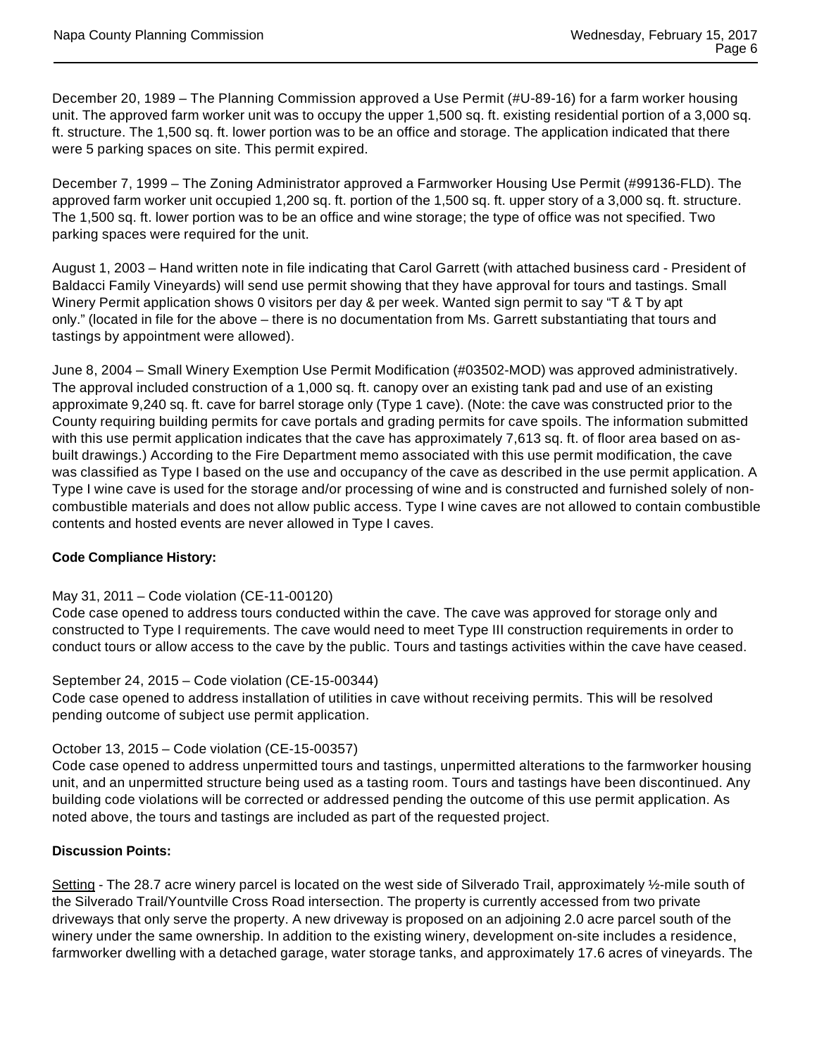December 20, 1989 – The Planning Commission approved a Use Permit (#U-89-16) for a farm worker housing unit. The approved farm worker unit was to occupy the upper 1,500 sq. ft. existing residential portion of a 3,000 sq. ft. structure. The 1,500 sq. ft. lower portion was to be an office and storage. The application indicated that there were 5 parking spaces on site. This permit expired.

December 7, 1999 – The Zoning Administrator approved a Farmworker Housing Use Permit (#99136-FLD). The approved farm worker unit occupied 1,200 sq. ft. portion of the 1,500 sq. ft. upper story of a 3,000 sq. ft. structure. The 1,500 sq. ft. lower portion was to be an office and wine storage; the type of office was not specified. Two parking spaces were required for the unit.

August 1, 2003 – Hand written note in file indicating that Carol Garrett (with attached business card - President of Baldacci Family Vineyards) will send use permit showing that they have approval for tours and tastings. Small Winery Permit application shows 0 visitors per day & per week. Wanted sign permit to say "T & T by apt only." (located in file for the above – there is no documentation from Ms. Garrett substantiating that tours and tastings by appointment were allowed).

June 8, 2004 – Small Winery Exemption Use Permit Modification (#03502-MOD) was approved administratively. The approval included construction of a 1,000 sq. ft. canopy over an existing tank pad and use of an existing approximate 9,240 sq. ft. cave for barrel storage only (Type 1 cave). (Note: the cave was constructed prior to the County requiring building permits for cave portals and grading permits for cave spoils. The information submitted with this use permit application indicates that the cave has approximately 7,613 sq. ft. of floor area based on as-built drawings.) According to the Fire Department memo associated with this use permit modification, the cave was classified as Type I based on the use and occupancy of the cave as described in the use permit application. A Type I wine cave is used for the storage and/or processing of wine and is constructed and furnished solely of non-combustible materials and does not allow public access. Type I wine caves are not allowed to contain combustible contents and hosted events are never allowed in Type I caves.

**Code Compliance History:**

May 31, 2011 – Code violation (CE-11-00120)
Code case opened to address tours conducted within the cave. The cave was approved for storage only and constructed to Type I requirements. The cave would need to meet Type III construction requirements in order to conduct tours or allow access to the cave by the public. Tours and tastings activities within the cave have ceased.

September 24, 2015 – Code violation (CE-15-00344)
Code case opened to address installation of utilities in cave without receiving permits. This will be resolved pending outcome of subject use permit application.

October 13, 2015 – Code violation (CE-15-00357)
Code case opened to address unpermitted tours and tastings, unpermitted alterations to the farmworker housing unit, and an unpermitted structure being used as a tasting room. Tours and tastings have been discontinued. Any building code violations will be corrected or addressed pending the outcome of this use permit application. As noted above, the tours and tastings are included as part of the requested project.

**Discussion Points:**

Setting - The 28.7 acre winery parcel is located on the west side of Silverado Trail, approximately ½-mile south of the Silverado Trail/Yountville Cross Road intersection. The property is currently accessed from two private driveways that only serve the property. A new driveway is proposed on an adjoining 2.0 acre parcel south of the winery under the same ownership. In addition to the existing winery, development on-site includes a residence, farmworker dwelling with a detached garage, water storage tanks, and approximately 17.6 acres of vineyards. The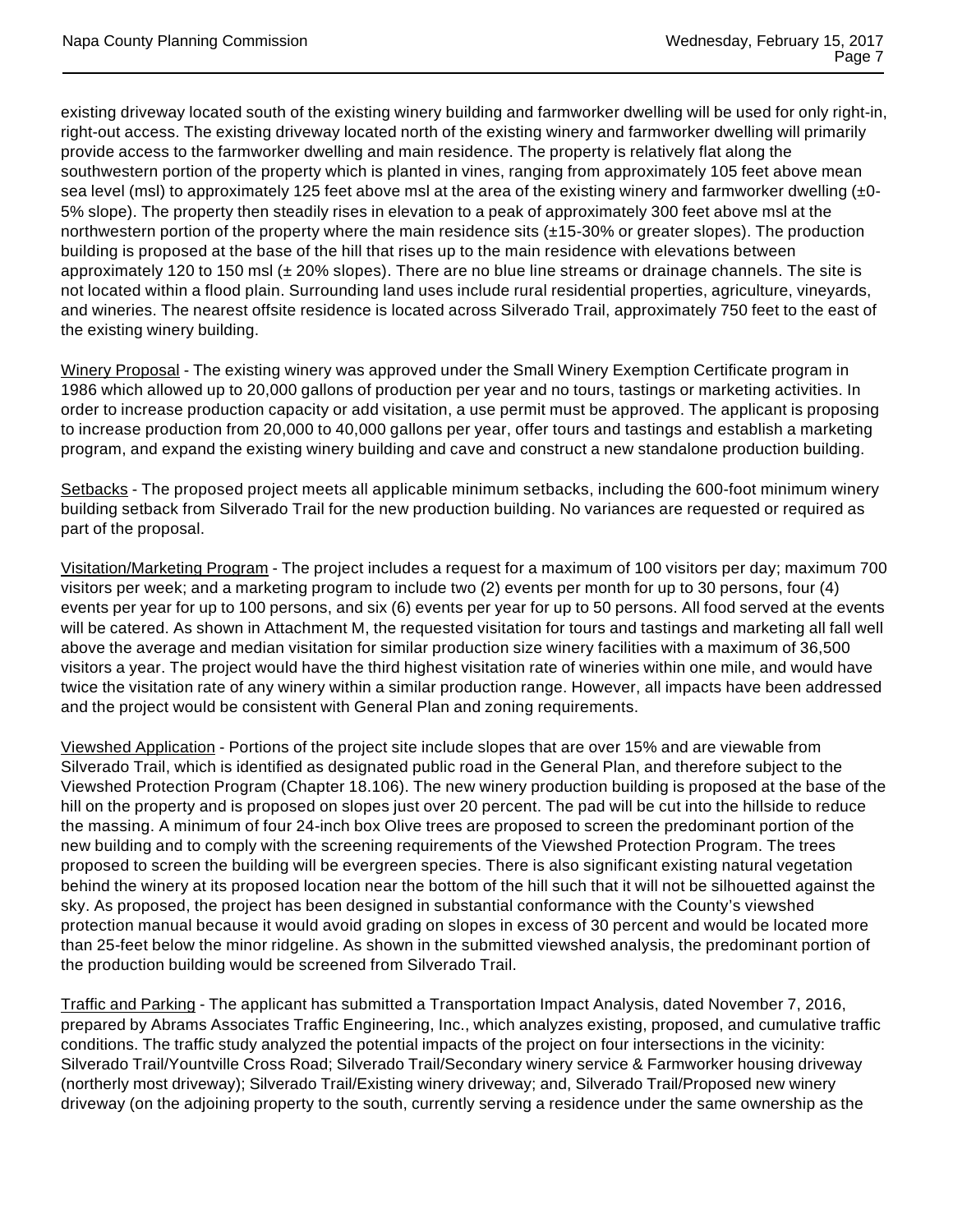existing driveway located south of the existing winery building and farmworker dwelling will be used for only right-in, right-out access. The existing driveway located north of the existing winery and farmworker dwelling will primarily provide access to the farmworker dwelling and main residence. The property is relatively flat along the southwestern portion of the property which is planted in vines, ranging from approximately 105 feet above mean sea level (msl) to approximately 125 feet above msl at the area of the existing winery and farmworker dwelling (±0-5% slope). The property then steadily rises in elevation to a peak of approximately 300 feet above msl at the northwestern portion of the property where the main residence sits (±15-30% or greater slopes). The production building is proposed at the base of the hill that rises up to the main residence with elevations between approximately 120 to 150 msl (± 20% slopes). There are no blue line streams or drainage channels. The site is not located within a flood plain. Surrounding land uses include rural residential properties, agriculture, vineyards, and wineries. The nearest offsite residence is located across Silverado Trail, approximately 750 feet to the east of the existing winery building.

Winery Proposal - The existing winery was approved under the Small Winery Exemption Certificate program in 1986 which allowed up to 20,000 gallons of production per year and no tours, tastings or marketing activities. In order to increase production capacity or add visitation, a use permit must be approved. The applicant is proposing to increase production from 20,000 to 40,000 gallons per year, offer tours and tastings and establish a marketing program, and expand the existing winery building and cave and construct a new standalone production building.

Setbacks - The proposed project meets all applicable minimum setbacks, including the 600-foot minimum winery building setback from Silverado Trail for the new production building. No variances are requested or required as part of the proposal.

Visitation/Marketing Program - The project includes a request for a maximum of 100 visitors per day; maximum 700 visitors per week; and a marketing program to include two (2) events per month for up to 30 persons, four (4) events per year for up to 100 persons, and six (6) events per year for up to 50 persons. All food served at the events will be catered. As shown in Attachment M, the requested visitation for tours and tastings and marketing all fall well above the average and median visitation for similar production size winery facilities with a maximum of 36,500 visitors a year. The project would have the third highest visitation rate of wineries within one mile, and would have twice the visitation rate of any winery within a similar production range. However, all impacts have been addressed and the project would be consistent with General Plan and zoning requirements.

Viewshed Application - Portions of the project site include slopes that are over 15% and are viewable from Silverado Trail, which is identified as designated public road in the General Plan, and therefore subject to the Viewshed Protection Program (Chapter 18.106). The new winery production building is proposed at the base of the hill on the property and is proposed on slopes just over 20 percent. The pad will be cut into the hillside to reduce the massing. A minimum of four 24-inch box Olive trees are proposed to screen the predominant portion of the new building and to comply with the screening requirements of the Viewshed Protection Program. The trees proposed to screen the building will be evergreen species. There is also significant existing natural vegetation behind the winery at its proposed location near the bottom of the hill such that it will not be silhouetted against the sky. As proposed, the project has been designed in substantial conformance with the County's viewshed protection manual because it would avoid grading on slopes in excess of 30 percent and would be located more than 25-feet below the minor ridgeline. As shown in the submitted viewshed analysis, the predominant portion of the production building would be screened from Silverado Trail.

Traffic and Parking - The applicant has submitted a Transportation Impact Analysis, dated November 7, 2016, prepared by Abrams Associates Traffic Engineering, Inc., which analyzes existing, proposed, and cumulative traffic conditions. The traffic study analyzed the potential impacts of the project on four intersections in the vicinity: Silverado Trail/Yountville Cross Road; Silverado Trail/Secondary winery service & Farmworker housing driveway (northerly most driveway); Silverado Trail/Existing winery driveway; and, Silverado Trail/Proposed new winery driveway (on the adjoining property to the south, currently serving a residence under the same ownership as the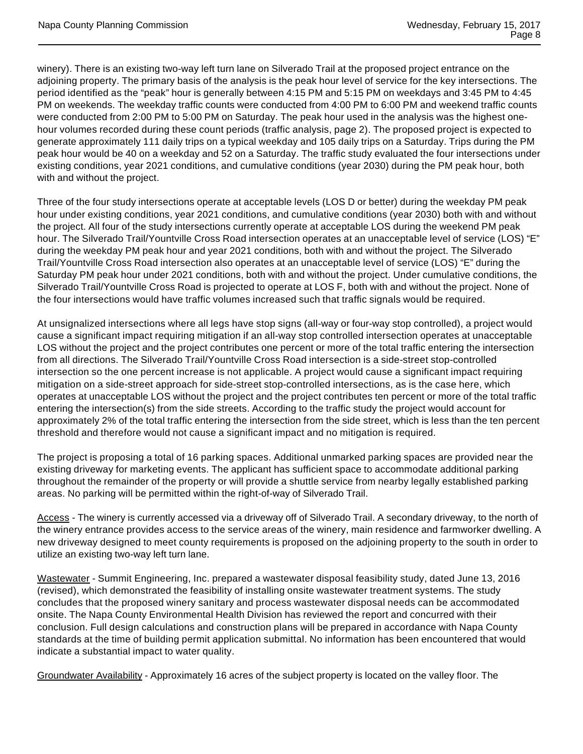winery). There is an existing two-way left turn lane on Silverado Trail at the proposed project entrance on the adjoining property. The primary basis of the analysis is the peak hour level of service for the key intersections. The period identified as the "peak" hour is generally between 4:15 PM and 5:15 PM on weekdays and 3:45 PM to 4:45 PM on weekends. The weekday traffic counts were conducted from 4:00 PM to 6:00 PM and weekend traffic counts were conducted from 2:00 PM to 5:00 PM on Saturday. The peak hour used in the analysis was the highest one-hour volumes recorded during these count periods (traffic analysis, page 2). The proposed project is expected to generate approximately 111 daily trips on a typical weekday and 105 daily trips on a Saturday. Trips during the PM peak hour would be 40 on a weekday and 52 on a Saturday. The traffic study evaluated the four intersections under existing conditions, year 2021 conditions, and cumulative conditions (year 2030) during the PM peak hour, both with and without the project.

Three of the four study intersections operate at acceptable levels (LOS D or better) during the weekday PM peak hour under existing conditions, year 2021 conditions, and cumulative conditions (year 2030) both with and without the project. All four of the study intersections currently operate at acceptable LOS during the weekend PM peak hour. The Silverado Trail/Yountville Cross Road intersection operates at an unacceptable level of service (LOS) "E" during the weekday PM peak hour and year 2021 conditions, both with and without the project. The Silverado Trail/Yountville Cross Road intersection also operates at an unacceptable level of service (LOS) "E" during the Saturday PM peak hour under 2021 conditions, both with and without the project. Under cumulative conditions, the Silverado Trail/Yountville Cross Road is projected to operate at LOS F, both with and without the project. None of the four intersections would have traffic volumes increased such that traffic signals would be required.

At unsignalized intersections where all legs have stop signs (all-way or four-way stop controlled), a project would cause a significant impact requiring mitigation if an all-way stop controlled intersection operates at unacceptable LOS without the project and the project contributes one percent or more of the total traffic entering the intersection from all directions. The Silverado Trail/Yountville Cross Road intersection is a side-street stop-controlled intersection so the one percent increase is not applicable. A project would cause a significant impact requiring mitigation on a side-street approach for side-street stop-controlled intersections, as is the case here, which operates at unacceptable LOS without the project and the project contributes ten percent or more of the total traffic entering the intersection(s) from the side streets. According to the traffic study the project would account for approximately 2% of the total traffic entering the intersection from the side street, which is less than the ten percent threshold and therefore would not cause a significant impact and no mitigation is required.

The project is proposing a total of 16 parking spaces. Additional unmarked parking spaces are provided near the existing driveway for marketing events. The applicant has sufficient space to accommodate additional parking throughout the remainder of the property or will provide a shuttle service from nearby legally established parking areas. No parking will be permitted within the right-of-way of Silverado Trail.

<u>Access</u> - The winery is currently accessed via a driveway off of Silverado Trail. A secondary driveway, to the north of the winery entrance provides access to the service areas of the winery, main residence and farmworker dwelling. A new driveway designed to meet county requirements is proposed on the adjoining property to the south in order to utilize an existing two-way left turn lane.

<u>Wastewater</u> - Summit Engineering, Inc. prepared a wastewater disposal feasibility study, dated June 13, 2016 (revised), which demonstrated the feasibility of installing onsite wastewater treatment systems. The study concludes that the proposed winery sanitary and process wastewater disposal needs can be accommodated onsite. The Napa County Environmental Health Division has reviewed the report and concurred with their conclusion. Full design calculations and construction plans will be prepared in accordance with Napa County standards at the time of building permit application submittal. No information has been encountered that would indicate a substantial impact to water quality.

<u>Groundwater Availability</u> - Approximately 16 acres of the subject property is located on the valley floor. The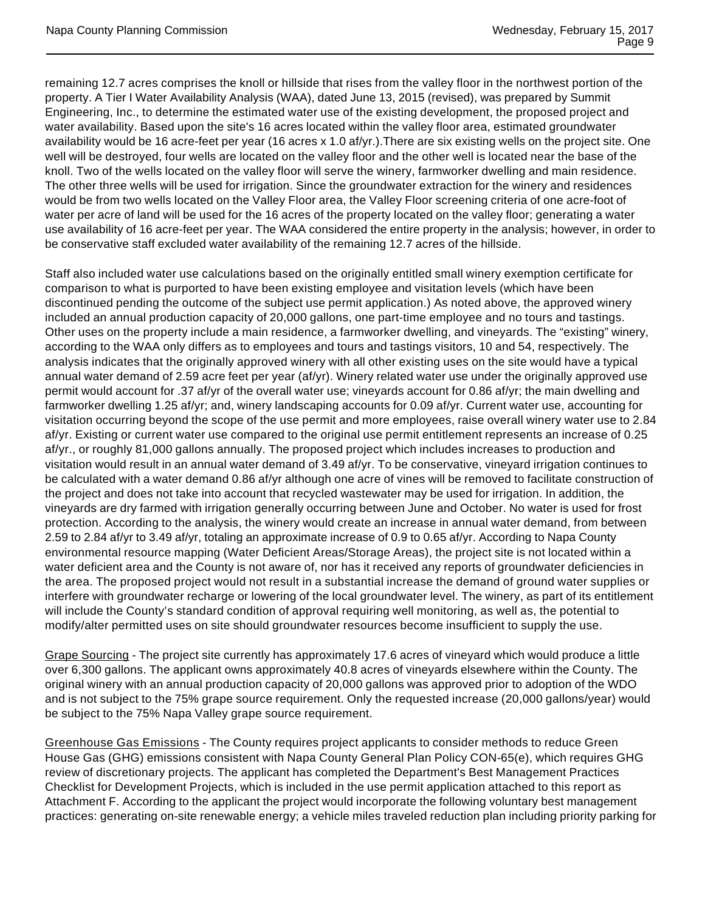remaining 12.7 acres comprises the knoll or hillside that rises from the valley floor in the northwest portion of the property. A Tier I Water Availability Analysis (WAA), dated June 13, 2015 (revised), was prepared by Summit Engineering, Inc., to determine the estimated water use of the existing development, the proposed project and water availability. Based upon the site's 16 acres located within the valley floor area, estimated groundwater availability would be 16 acre-feet per year (16 acres x 1.0 af/yr.).There are six existing wells on the project site. One well will be destroyed, four wells are located on the valley floor and the other well is located near the base of the knoll. Two of the wells located on the valley floor will serve the winery, farmworker dwelling and main residence. The other three wells will be used for irrigation. Since the groundwater extraction for the winery and residences would be from two wells located on the Valley Floor area, the Valley Floor screening criteria of one acre-foot of water per acre of land will be used for the 16 acres of the property located on the valley floor; generating a water use availability of 16 acre-feet per year. The WAA considered the entire property in the analysis; however, in order to be conservative staff excluded water availability of the remaining 12.7 acres of the hillside.

Staff also included water use calculations based on the originally entitled small winery exemption certificate for comparison to what is purported to have been existing employee and visitation levels (which have been discontinued pending the outcome of the subject use permit application.) As noted above, the approved winery included an annual production capacity of 20,000 gallons, one part-time employee and no tours and tastings. Other uses on the property include a main residence, a farmworker dwelling, and vineyards. The "existing" winery, according to the WAA only differs as to employees and tours and tastings visitors, 10 and 54, respectively. The analysis indicates that the originally approved winery with all other existing uses on the site would have a typical annual water demand of 2.59 acre feet per year (af/yr). Winery related water use under the originally approved use permit would account for .37 af/yr of the overall water use; vineyards account for 0.86 af/yr; the main dwelling and farmworker dwelling 1.25 af/yr; and, winery landscaping accounts for 0.09 af/yr. Current water use, accounting for visitation occurring beyond the scope of the use permit and more employees, raise overall winery water use to 2.84 af/yr. Existing or current water use compared to the original use permit entitlement represents an increase of 0.25 af/yr., or roughly 81,000 gallons annually. The proposed project which includes increases to production and visitation would result in an annual water demand of 3.49 af/yr. To be conservative, vineyard irrigation continues to be calculated with a water demand 0.86 af/yr although one acre of vines will be removed to facilitate construction of the project and does not take into account that recycled wastewater may be used for irrigation. In addition, the vineyards are dry farmed with irrigation generally occurring between June and October. No water is used for frost protection. According to the analysis, the winery would create an increase in annual water demand, from between 2.59 to 2.84 af/yr to 3.49 af/yr, totaling an approximate increase of 0.9 to 0.65 af/yr. According to Napa County environmental resource mapping (Water Deficient Areas/Storage Areas), the project site is not located within a water deficient area and the County is not aware of, nor has it received any reports of groundwater deficiencies in the area. The proposed project would not result in a substantial increase the demand of ground water supplies or interfere with groundwater recharge or lowering of the local groundwater level. The winery, as part of its entitlement will include the County's standard condition of approval requiring well monitoring, as well as, the potential to modify/alter permitted uses on site should groundwater resources become insufficient to supply the use.

<u>Grape Sourcing</u> - The project site currently has approximately 17.6 acres of vineyard which would produce a little over 6,300 gallons. The applicant owns approximately 40.8 acres of vineyards elsewhere within the County. The original winery with an annual production capacity of 20,000 gallons was approved prior to adoption of the WDO and is not subject to the 75% grape source requirement. Only the requested increase (20,000 gallons/year) would be subject to the 75% Napa Valley grape source requirement.

<u>Greenhouse Gas Emissions</u> - The County requires project applicants to consider methods to reduce Green House Gas (GHG) emissions consistent with Napa County General Plan Policy CON-65(e), which requires GHG review of discretionary projects. The applicant has completed the Department's Best Management Practices Checklist for Development Projects, which is included in the use permit application attached to this report as Attachment F. According to the applicant the project would incorporate the following voluntary best management practices: generating on-site renewable energy; a vehicle miles traveled reduction plan including priority parking for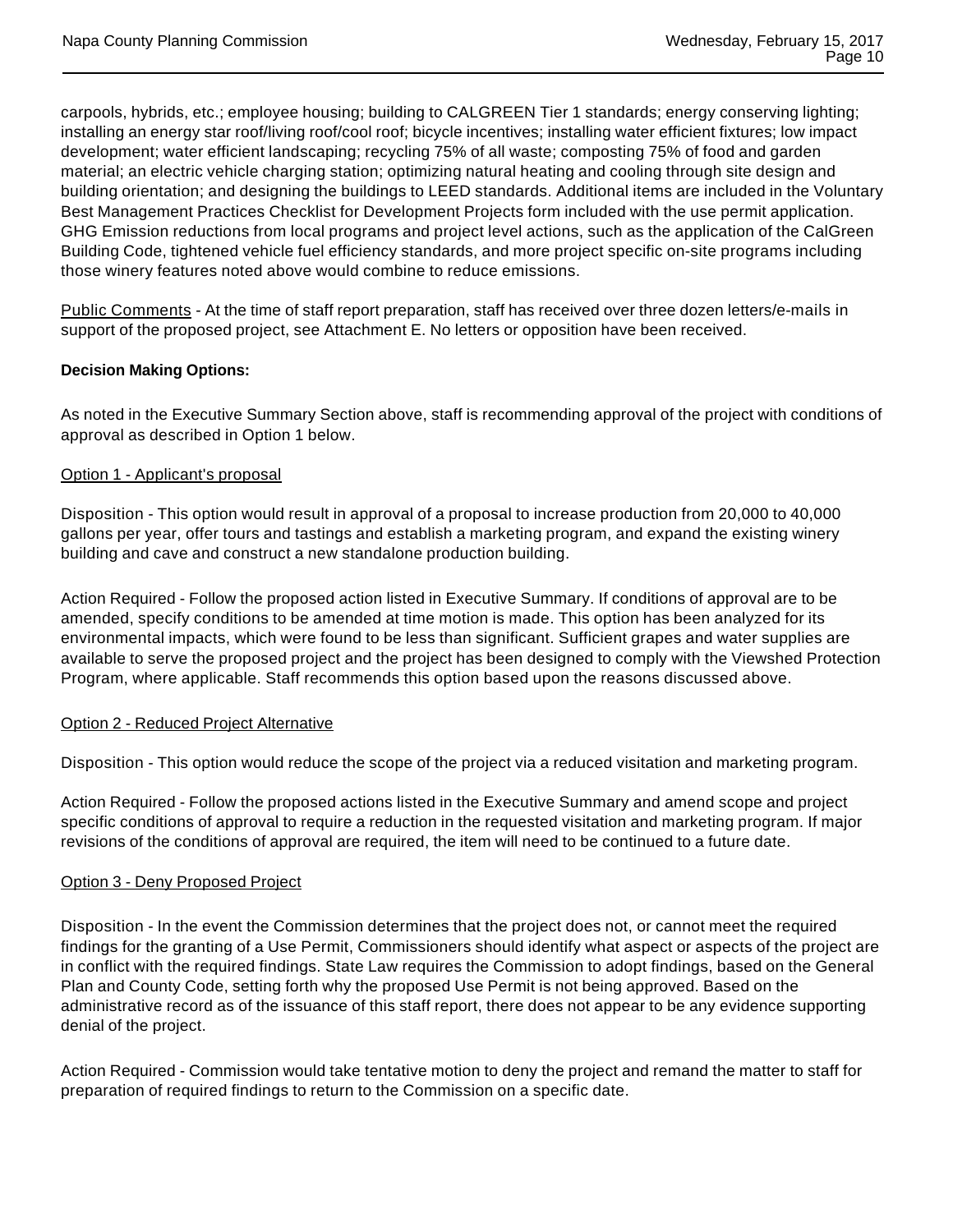carpools, hybrids, etc.; employee housing; building to CALGREEN Tier 1 standards; energy conserving lighting; installing an energy star roof/living roof/cool roof; bicycle incentives; installing water efficient fixtures; low impact development; water efficient landscaping; recycling 75% of all waste; composting 75% of food and garden material; an electric vehicle charging station; optimizing natural heating and cooling through site design and building orientation; and designing the buildings to LEED standards. Additional items are included in the Voluntary Best Management Practices Checklist for Development Projects form included with the use permit application. GHG Emission reductions from local programs and project level actions, such as the application of the CalGreen Building Code, tightened vehicle fuel efficiency standards, and more project specific on-site programs including those winery features noted above would combine to reduce emissions.

Public Comments - At the time of staff report preparation, staff has received over three dozen letters/e-mails in support of the proposed project, see Attachment E. No letters or opposition have been received.

**Decision Making Options:**

As noted in the Executive Summary Section above, staff is recommending approval of the project with conditions of approval as described in Option 1 below.

Option 1 - Applicant's proposal

Disposition - This option would result in approval of a proposal to increase production from 20,000 to 40,000 gallons per year, offer tours and tastings and establish a marketing program, and expand the existing winery building and cave and construct a new standalone production building.

Action Required - Follow the proposed action listed in Executive Summary. If conditions of approval are to be amended, specify conditions to be amended at time motion is made. This option has been analyzed for its environmental impacts, which were found to be less than significant. Sufficient grapes and water supplies are available to serve the proposed project and the project has been designed to comply with the Viewshed Protection Program, where applicable. Staff recommends this option based upon the reasons discussed above.

Option 2 - Reduced Project Alternative

Disposition - This option would reduce the scope of the project via a reduced visitation and marketing program.

Action Required - Follow the proposed actions listed in the Executive Summary and amend scope and project specific conditions of approval to require a reduction in the requested visitation and marketing program. If major revisions of the conditions of approval are required, the item will need to be continued to a future date.

Option 3 - Deny Proposed Project

Disposition - In the event the Commission determines that the project does not, or cannot meet the required findings for the granting of a Use Permit, Commissioners should identify what aspect or aspects of the project are in conflict with the required findings. State Law requires the Commission to adopt findings, based on the General Plan and County Code, setting forth why the proposed Use Permit is not being approved. Based on the administrative record as of the issuance of this staff report, there does not appear to be any evidence supporting denial of the project.

Action Required - Commission would take tentative motion to deny the project and remand the matter to staff for preparation of required findings to return to the Commission on a specific date.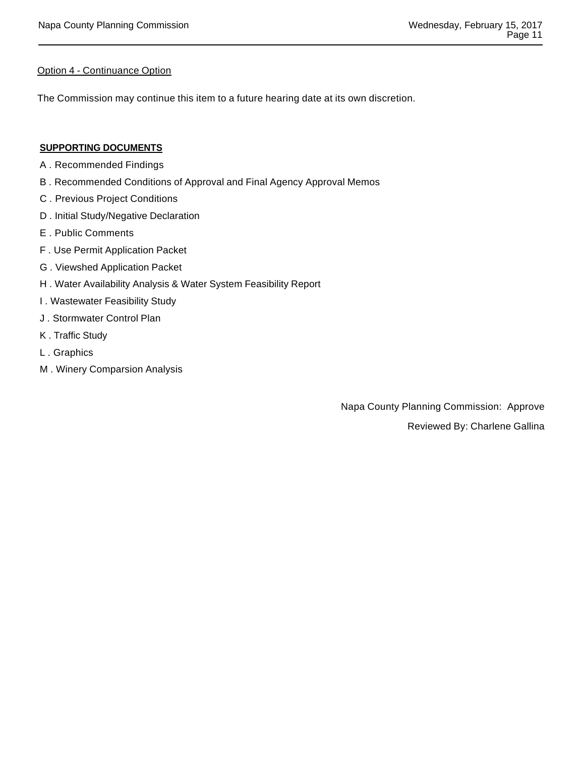Option 4 - Continuance Option

The Commission may continue this item to a future hearing date at its own discretion.

**SUPPORTING DOCUMENTS**

A . Recommended Findings

B . Recommended Conditions of Approval and Final Agency Approval Memos

C . Previous Project Conditions

D . Initial Study/Negative Declaration

E . Public Comments

F . Use Permit Application Packet

G . Viewshed Application Packet

H . Water Availability Analysis & Water System Feasibility Report

I . Wastewater Feasibility Study

J . Stormwater Control Plan

K . Traffic Study

L . Graphics

M . Winery Comparsion Analysis

Napa County Planning Commission: Approve

Reviewed By: Charlene Gallina